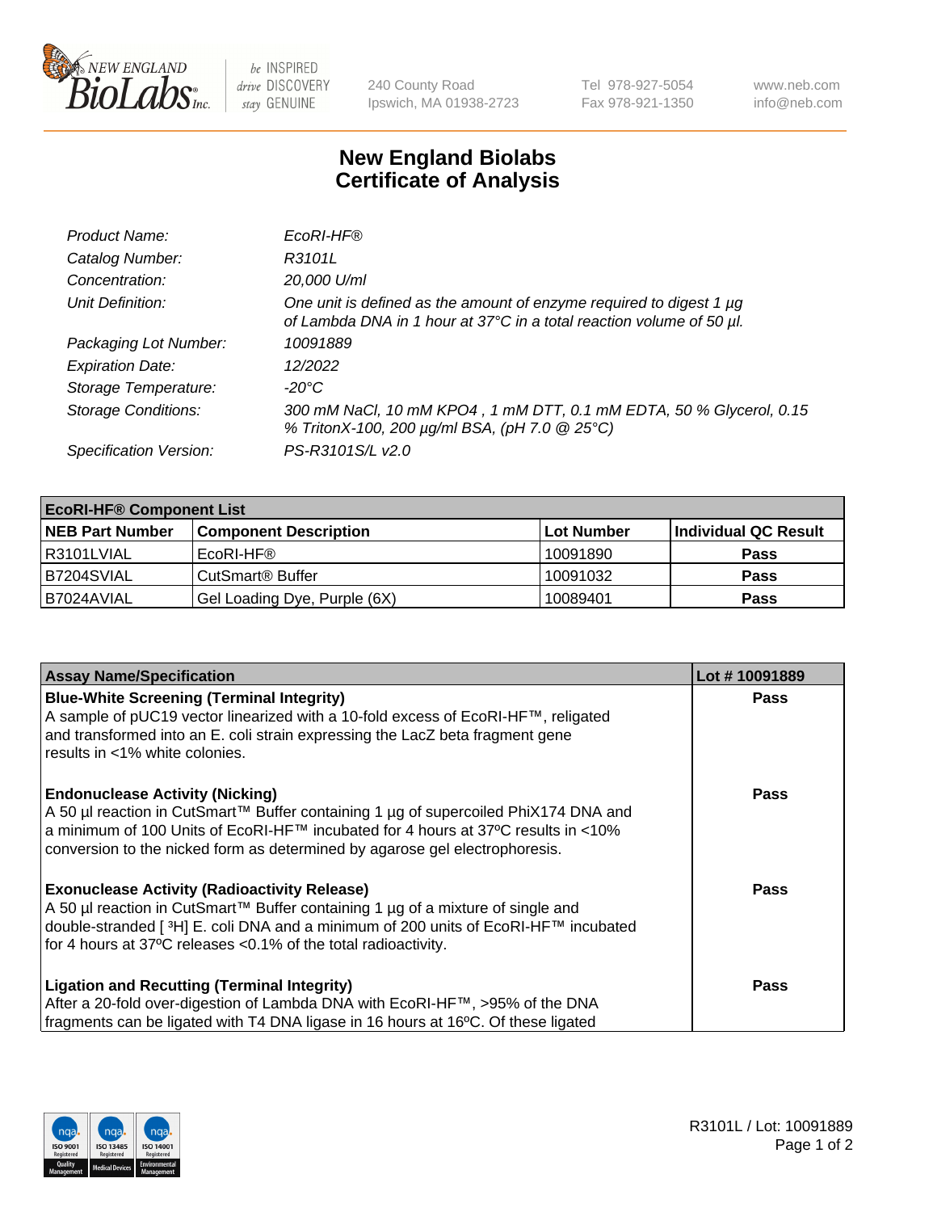New England BioLabs Inc. — be INSPIRED drive DISCOVERY stay GENUINE

240 County Road
Ipswich, MA 01938-2723

Tel 978-927-5054
Fax 978-921-1350

www.neb.com
info@neb.com

# New England Biolabs
# Certificate of Analysis

| | |
|---|---|
| *Product Name:* | *EcoRI-HF®* |
| *Catalog Number:* | *R3101L* |
| *Concentration:* | *20,000 U/ml* |
| *Unit Definition:* | *One unit is defined as the amount of enzyme required to digest 1 µg of Lambda DNA in 1 hour at 37°C in a total reaction volume of 50 µl.* |
| *Packaging Lot Number:* | *10091889* |
| *Expiration Date:* | *12/2022* |
| *Storage Temperature:* | *-20°C* |
| *Storage Conditions:* | *300 mM NaCl, 10 mM KPO4 , 1 mM DTT, 0.1 mM EDTA, 50 % Glycerol, 0.15 % TritonX-100, 200 µg/ml BSA, (pH 7.0 @ 25°C)* |
| *Specification Version:* | *PS-R3101S/L v2.0* |

| EcoRI-HF® Component List | | | |
|---|---|---|---|
| **NEB Part Number** | **Component Description** | **Lot Number** | **Individual QC Result** |
| R3101LVIAL | EcoRI-HF® | 10091890 | **Pass** |
| B7204SVIAL | CutSmart® Buffer | 10091032 | **Pass** |
| B7024AVIAL | Gel Loading Dye, Purple (6X) | 10089401 | **Pass** |

| Assay Name/Specification | Lot # 10091889 |
|---|---|
| **Blue-White Screening (Terminal Integrity)**<br>A sample of pUC19 vector linearized with a 10-fold excess of EcoRI-HF™, religated and transformed into an E. coli strain expressing the LacZ beta fragment gene results in <1% white colonies. | **Pass** |
| **Endonuclease Activity (Nicking)**<br>A 50 µl reaction in CutSmart™ Buffer containing 1 µg of supercoiled PhiX174 DNA and a minimum of 100 Units of EcoRI-HF™ incubated for 4 hours at 37ºC results in <10% conversion to the nicked form as determined by agarose gel electrophoresis. | **Pass** |
| **Exonuclease Activity (Radioactivity Release)**<br>A 50 µl reaction in CutSmart™ Buffer containing 1 µg of a mixture of single and double-stranded [ $^3$H] E. coli DNA and a minimum of 200 units of EcoRI-HF™ incubated for 4 hours at 37ºC releases <0.1% of the total radioactivity. | **Pass** |
| **Ligation and Recutting (Terminal Integrity)**<br>After a 20-fold over-digestion of Lambda DNA with EcoRI-HF™, >95% of the DNA fragments can be ligated with T4 DNA ligase in 16 hours at 16ºC. Of these ligated | **Pass** |

R3101L / Lot: 10091889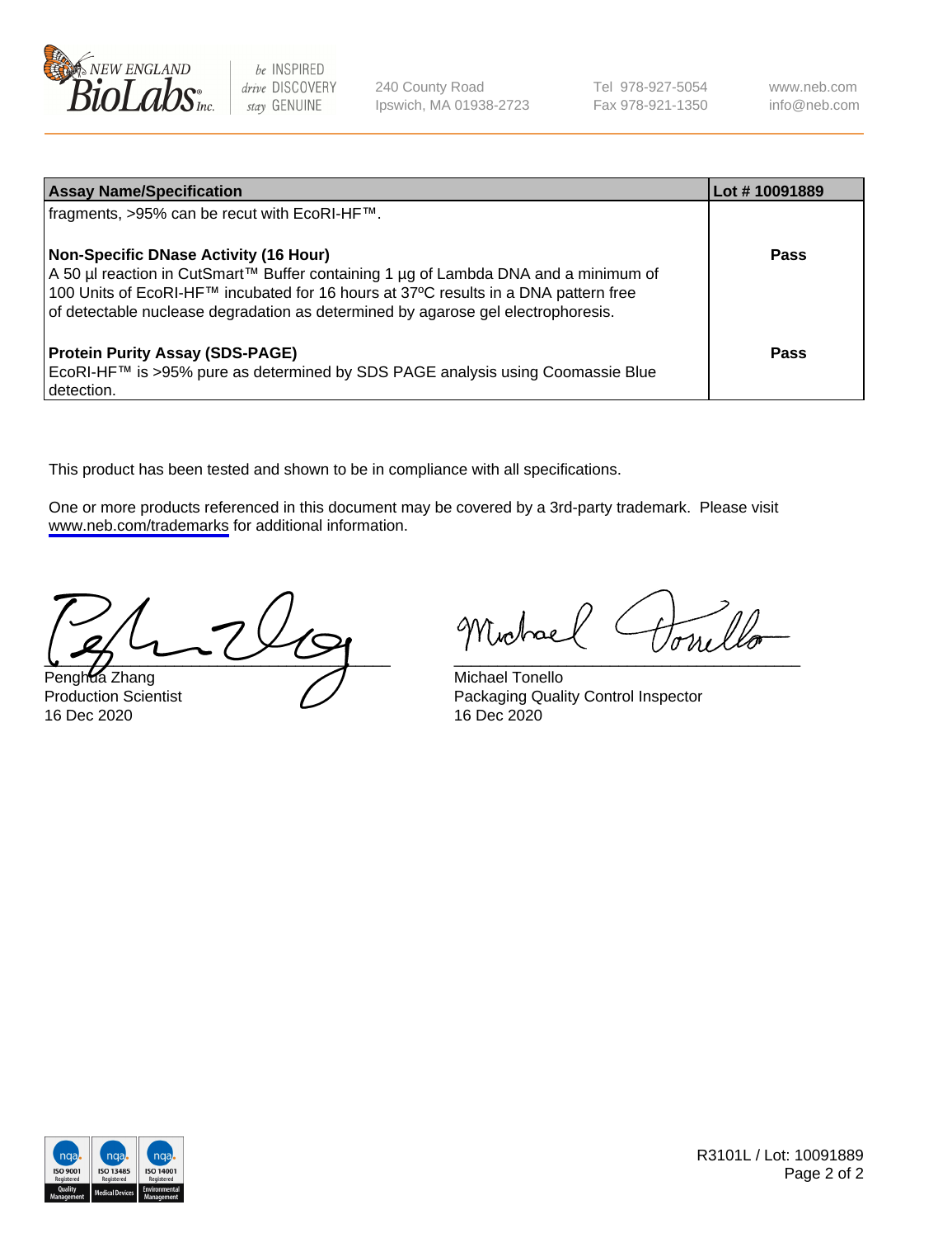| Assay Name/Specification | Lot # 10091889 |
|---|---|
| fragments, >95% can be recut with EcoRI-HF™. | |
| **Non-Specific DNase Activity (16 Hour)**<br>A 50 µl reaction in CutSmart™ Buffer containing 1 µg of Lambda DNA and a minimum of 100 Units of EcoRI-HF™ incubated for 16 hours at 37ºC results in a DNA pattern free of detectable nuclease degradation as determined by agarose gel electrophoresis. | **Pass** |
| **Protein Purity Assay (SDS-PAGE)**<br>EcoRI-HF™ is >95% pure as determined by SDS PAGE analysis using Coomassie Blue detection. | **Pass** |

This product has been tested and shown to be in compliance with all specifications.

One or more products referenced in this document may be covered by a 3rd-party trademark. Please visit www.neb.com/trademarks for additional information.

Penghua Zhang
Production Scientist
16 Dec 2020

Michael Tonello
Packaging Quality Control Inspector
16 Dec 2020

R3101L / Lot: 10091889